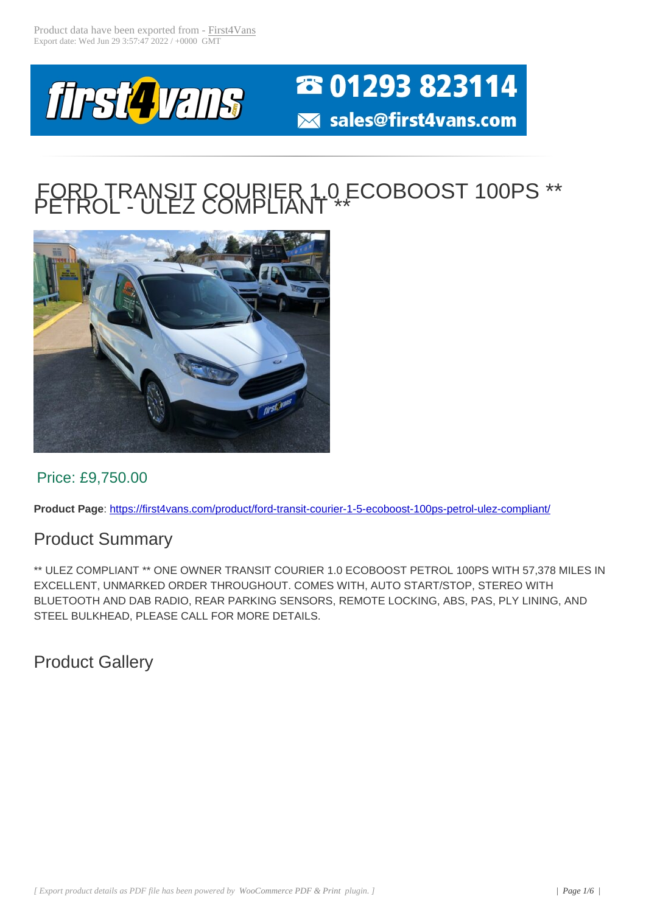Product data have been exported from - First4Vans
Export date: Wed Jun 29 3:57:47 2022 / +0000 GMT

01293 823114
sales@first4vans.com

# FORD TRANSIT COURIER 1.0 ECOBOOST 100PS ** PETROL - ULEZ COMPLIANT **

Price: £9,750.00

**Product Page**: https://first4vans.com/product/ford-transit-courier-1-5-ecoboost-100ps-petrol-ulez-compliant/

## Product Summary

** ULEZ COMPLIANT ** ONE OWNER TRANSIT COURIER 1.0 ECOBOOST PETROL 100PS WITH 57,378 MILES IN EXCELLENT, UNMARKED ORDER THROUGHOUT. COMES WITH, AUTO START/STOP, STEREO WITH BLUETOOTH AND DAB RADIO, REAR PARKING SENSORS, REMOTE LOCKING, ABS, PAS, PLY LINING, AND STEEL BULKHEAD, PLEASE CALL FOR MORE DETAILS.

## Product Gallery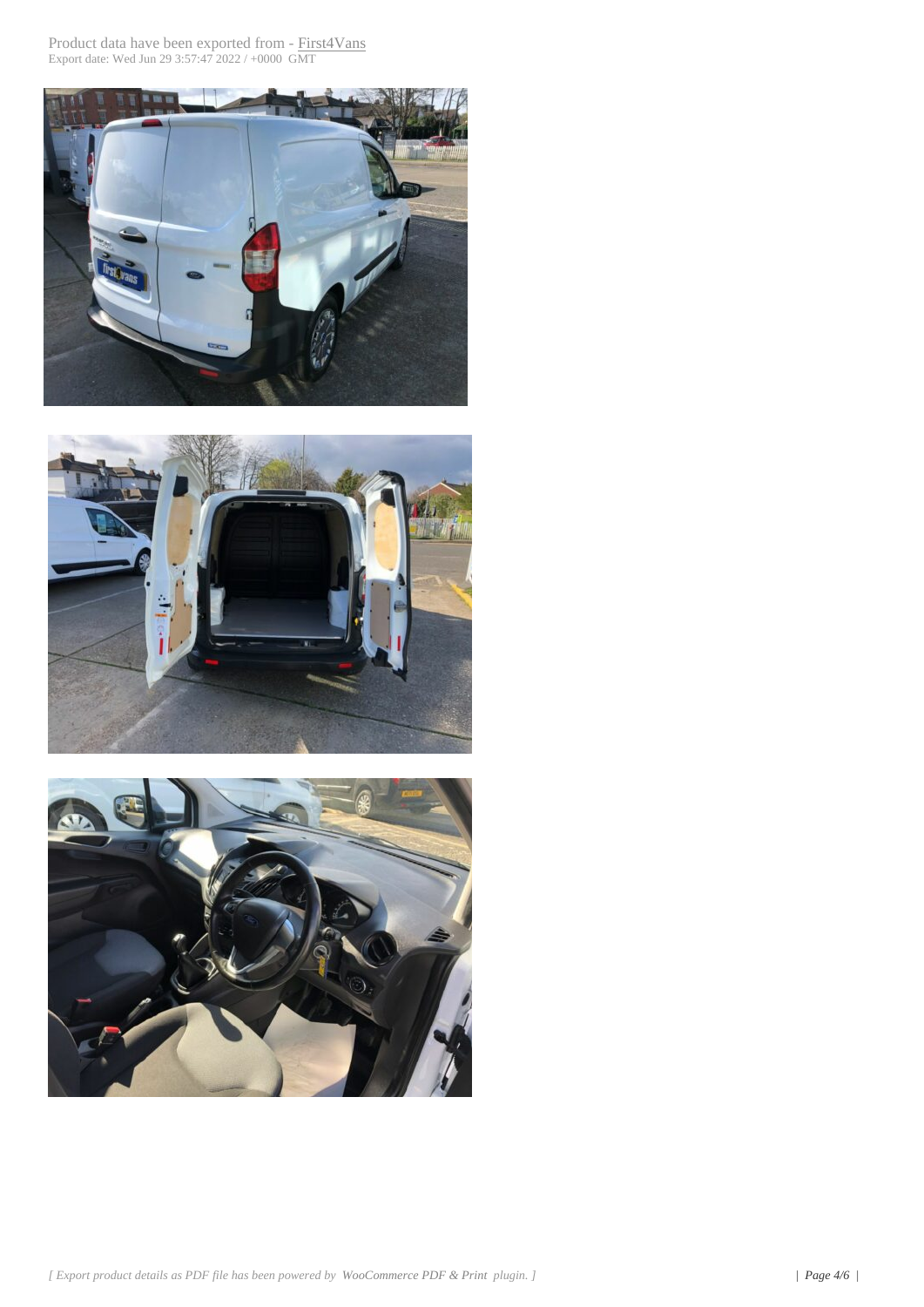Product data have been exported from - First4Vans
Export date: Wed Jun 29 3:57:47 2022 / +0000 GMT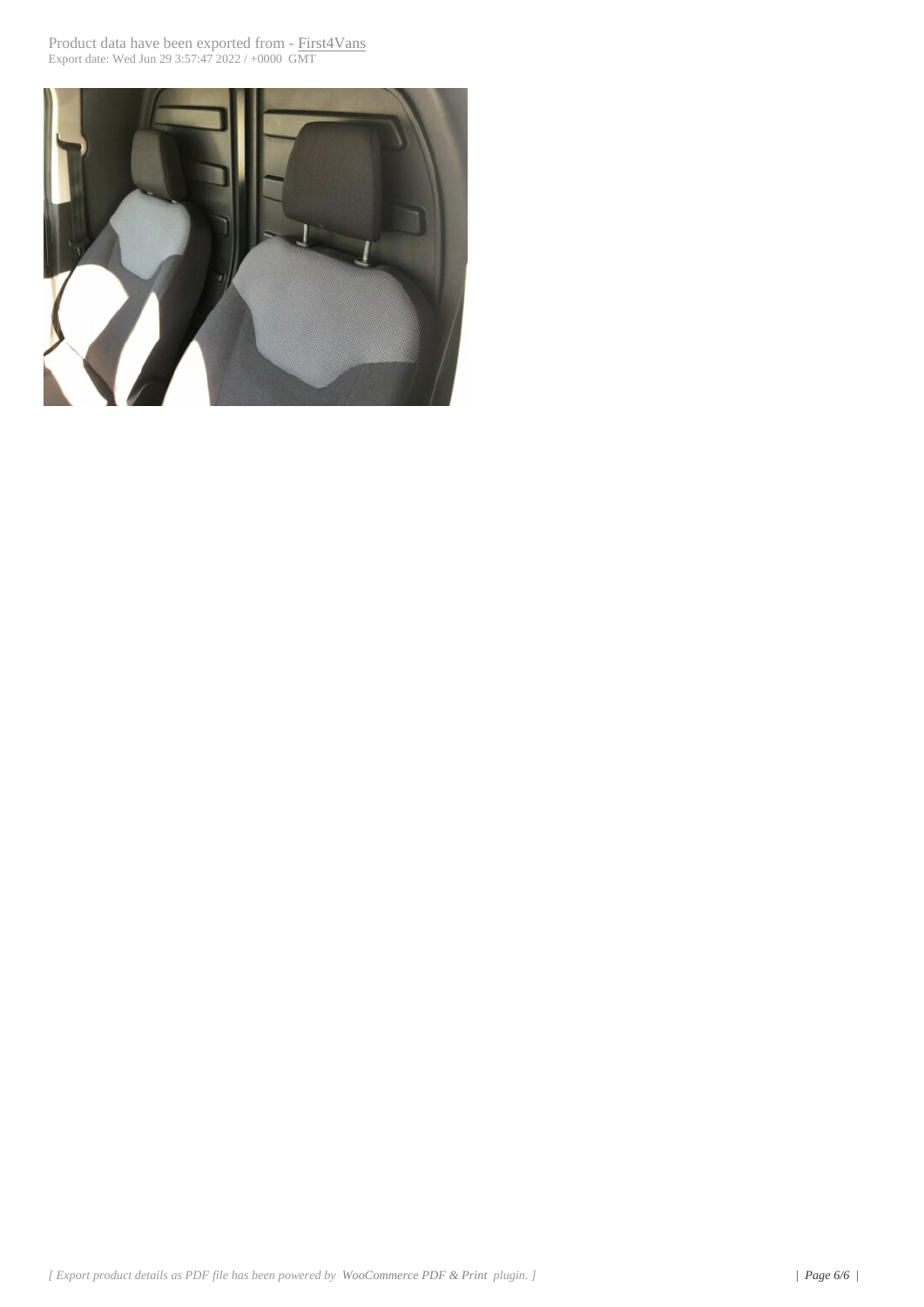Product data have been exported from - First4Vans
Export date: Wed Jun 29 3:57:47 2022 / +0000 GMT

*[ Export product details as PDF file has been powered by WooCommerce PDF & Print plugin. ]*